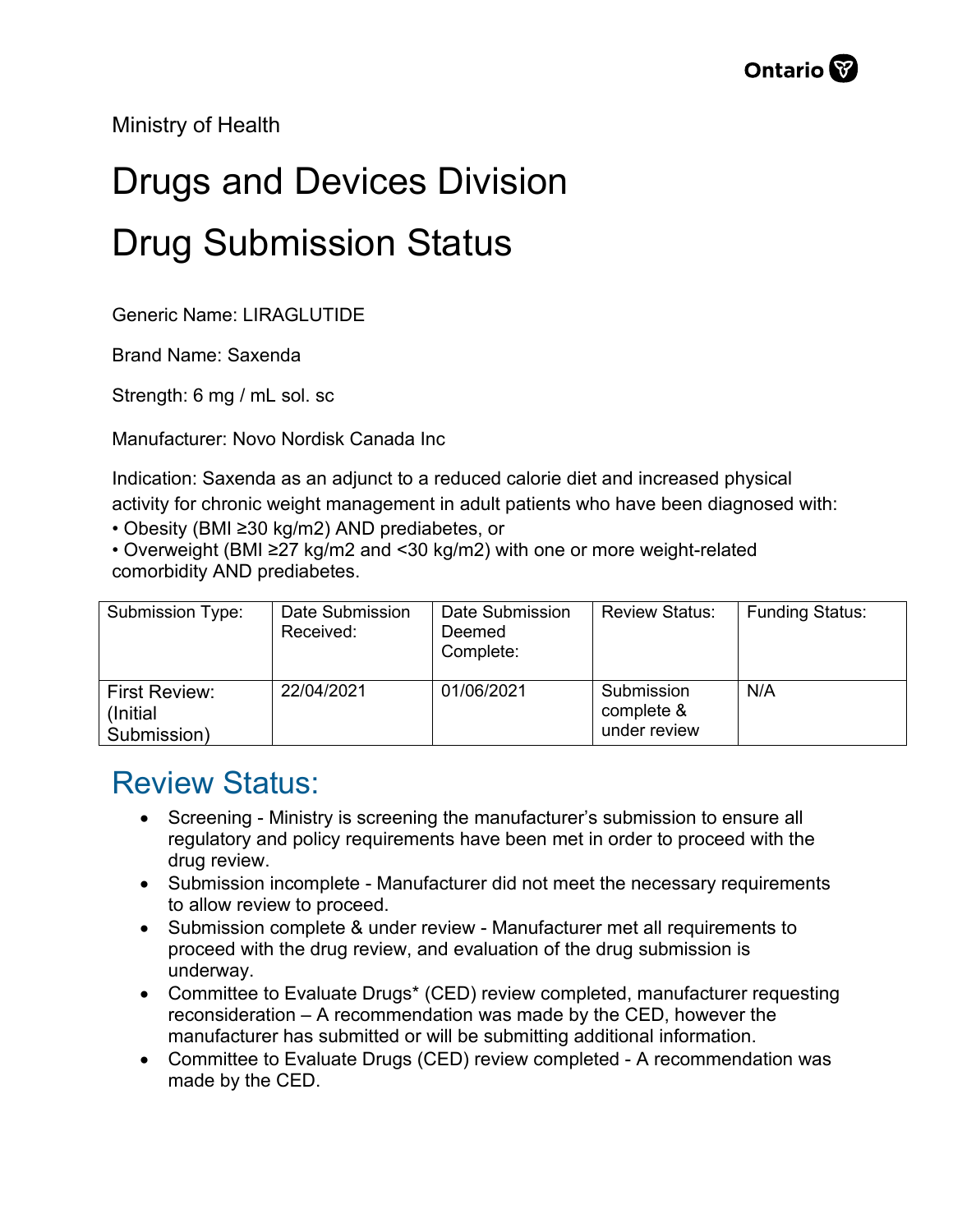Ministry of Health

# Drugs and Devices Division

# Drug Submission Status

Generic Name: LIRAGLUTIDE

Brand Name: Saxenda

Strength: 6 mg / mL sol. sc

Manufacturer: Novo Nordisk Canada Inc

Indication: Saxenda as an adjunct to a reduced calorie diet and increased physical activity for chronic weight management in adult patients who have been diagnosed with:

- Obesity (BMI ≥30 kg/m2) AND prediabetes, or
- Overweight (BMI ≥27 kg/m2 and <30 kg/m2) with one or more weight-related comorbidity AND prediabetes.

| Submission Type: | Date Submission Received: | Date Submission Deemed Complete: | Review Status: | Funding Status: |
|---|---|---|---|---|
| First Review: (Initial Submission) | 22/04/2021 | 01/06/2021 | Submission complete & under review | N/A |

## Review Status:

- Screening - Ministry is screening the manufacturer's submission to ensure all regulatory and policy requirements have been met in order to proceed with the drug review.
- Submission incomplete - Manufacturer did not meet the necessary requirements to allow review to proceed.
- Submission complete & under review - Manufacturer met all requirements to proceed with the drug review, and evaluation of the drug submission is underway.
- Committee to Evaluate Drugs* (CED) review completed, manufacturer requesting reconsideration – A recommendation was made by the CED, however the manufacturer has submitted or will be submitting additional information.
- Committee to Evaluate Drugs (CED) review completed - A recommendation was made by the CED.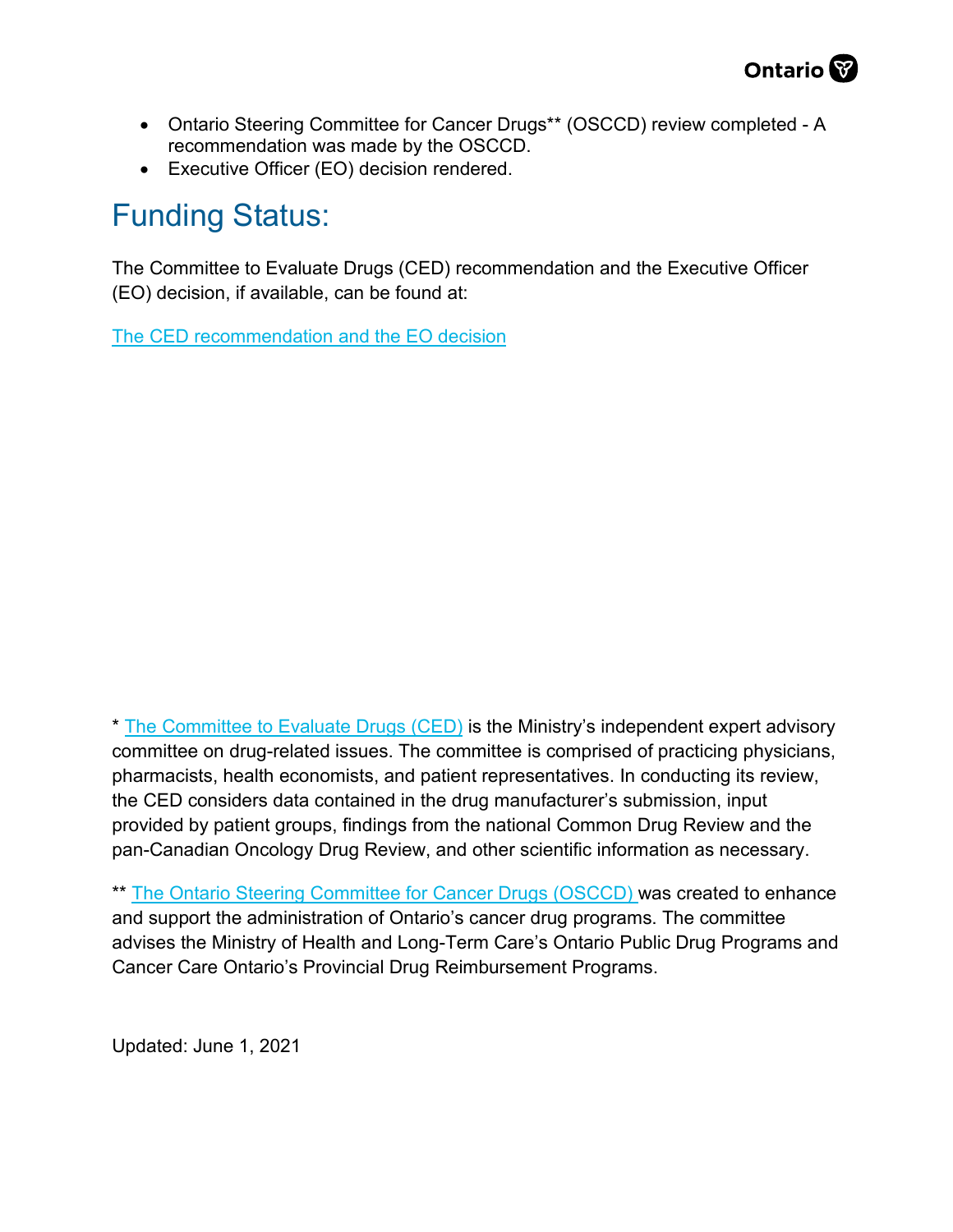- Ontario Steering Committee for Cancer Drugs** (OSCCD) review completed - A recommendation was made by the OSCCD.
- Executive Officer (EO) decision rendered.

## Funding Status:

The Committee to Evaluate Drugs (CED) recommendation and the Executive Officer (EO) decision, if available, can be found at:

The CED recommendation and the EO decision

* The Committee to Evaluate Drugs (CED) is the Ministry's independent expert advisory committee on drug-related issues. The committee is comprised of practicing physicians, pharmacists, health economists, and patient representatives. In conducting its review, the CED considers data contained in the drug manufacturer's submission, input provided by patient groups, findings from the national Common Drug Review and the pan-Canadian Oncology Drug Review, and other scientific information as necessary.

** The Ontario Steering Committee for Cancer Drugs (OSCCD) was created to enhance and support the administration of Ontario's cancer drug programs. The committee advises the Ministry of Health and Long-Term Care's Ontario Public Drug Programs and Cancer Care Ontario's Provincial Drug Reimbursement Programs.

Updated: June 1, 2021